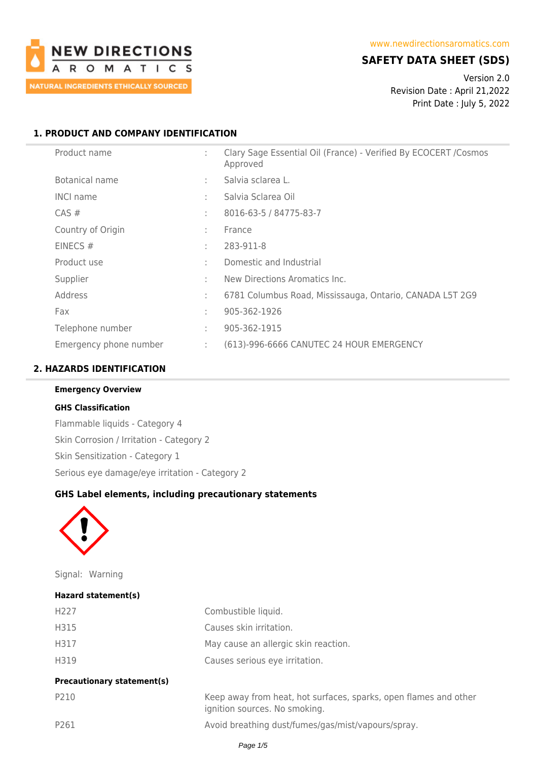NEW DIRECTIONS AROMATICS

NATURAL INGREDIENTS ETHICALLY SOURCED

www.newdirectionsaromatics.com

**SAFETY DATA SHEET (SDS)**

Version 2.0
Revision Date : April 21,2022
Print Date : July 5, 2022

## 1. PRODUCT AND COMPANY IDENTIFICATION

| | | |
|---|---|---|
| Product name | : | Clary Sage Essential Oil (France) - Verified By ECOCERT /Cosmos Approved |
| Botanical name | : | Salvia sclarea L. |
| INCI name | : | Salvia Sclarea Oil |
| CAS # | : | 8016-63-5 / 84775-83-7 |
| Country of Origin | : | France |
| EINECS # | : | 283-911-8 |
| Product use | : | Domestic and Industrial |
| Supplier | : | New Directions Aromatics Inc. |
| Address | : | 6781 Columbus Road, Mississauga, Ontario, CANADA L5T 2G9 |
| Fax | : | 905-362-1926 |
| Telephone number | : | 905-362-1915 |
| Emergency phone number | : | (613)-996-6666 CANUTEC 24 HOUR EMERGENCY |

## 2. HAZARDS IDENTIFICATION

**Emergency Overview**

**GHS Classification**

Flammable liquids - Category 4

Skin Corrosion / Irritation - Category 2

Skin Sensitization - Category 1

Serious eye damage/eye irritation - Category 2

**GHS Label elements, including precautionary statements**

Signal: Warning

**Hazard statement(s)**

| | |
|---|---|
| H227 | Combustible liquid. |
| H315 | Causes skin irritation. |
| H317 | May cause an allergic skin reaction. |
| H319 | Causes serious eye irritation. |

**Precautionary statement(s)**

| | |
|---|---|
| P210 | Keep away from heat, hot surfaces, sparks, open flames and other ignition sources. No smoking. |
| P261 | Avoid breathing dust/fumes/gas/mist/vapours/spray. |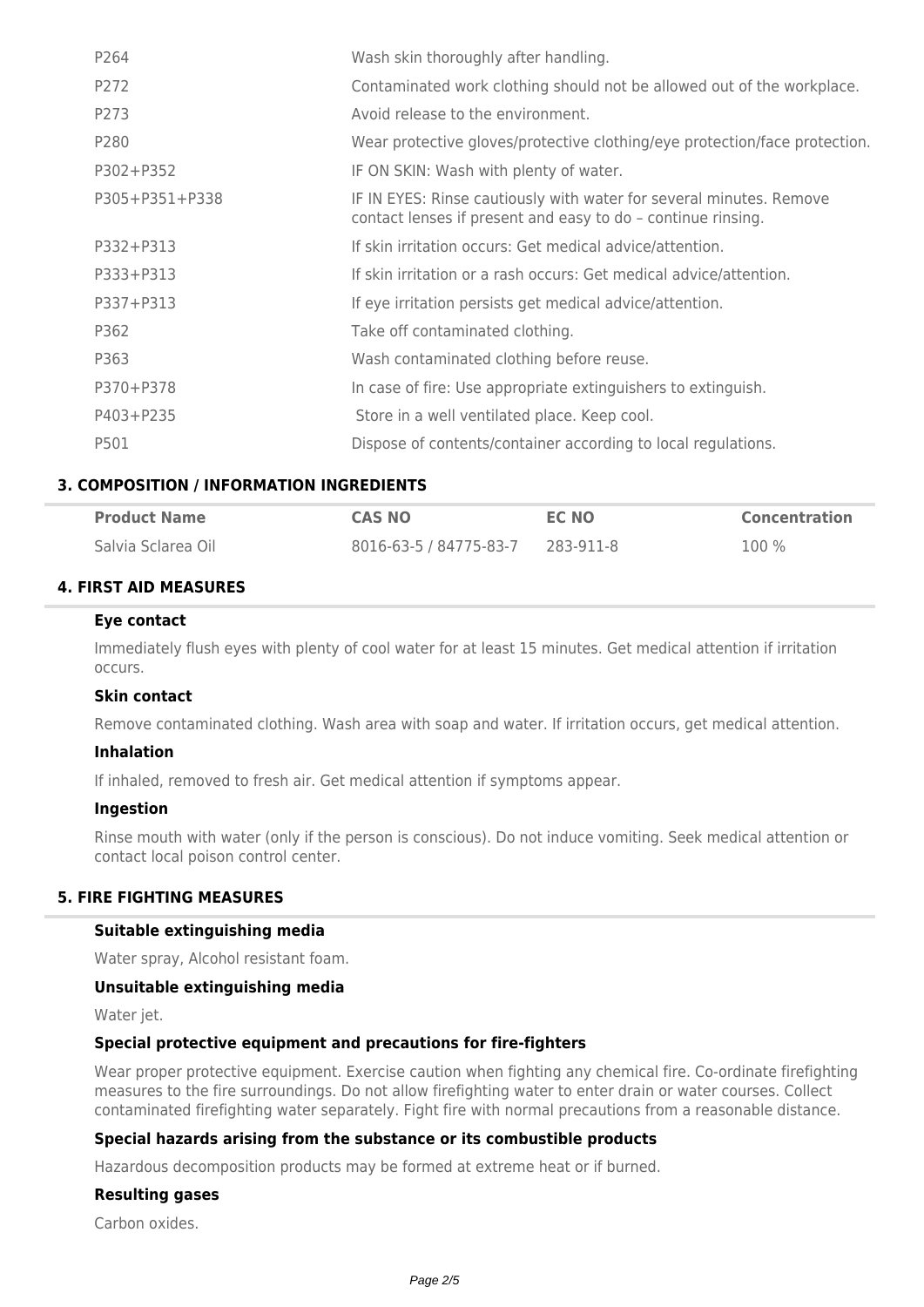| | |
|---|---|
| P264 | Wash skin thoroughly after handling. |
| P272 | Contaminated work clothing should not be allowed out of the workplace. |
| P273 | Avoid release to the environment. |
| P280 | Wear protective gloves/protective clothing/eye protection/face protection. |
| P302+P352 | IF ON SKIN: Wash with plenty of water. |
| P305+P351+P338 | IF IN EYES: Rinse cautiously with water for several minutes. Remove contact lenses if present and easy to do – continue rinsing. |
| P332+P313 | If skin irritation occurs: Get medical advice/attention. |
| P333+P313 | If skin irritation or a rash occurs: Get medical advice/attention. |
| P337+P313 | If eye irritation persists get medical advice/attention. |
| P362 | Take off contaminated clothing. |
| P363 | Wash contaminated clothing before reuse. |
| P370+P378 | In case of fire: Use appropriate extinguishers to extinguish. |
| P403+P235 | Store in a well ventilated place. Keep cool. |
| P501 | Dispose of contents/container according to local regulations. |

## 3. COMPOSITION / INFORMATION INGREDIENTS

| Product Name | CAS NO | EC NO | Concentration |
|---|---|---|---|
| Salvia Sclarea Oil | 8016-63-5 / 84775-83-7 | 283-911-8 | 100 % |

## 4. FIRST AID MEASURES

### Eye contact

Immediately flush eyes with plenty of cool water for at least 15 minutes. Get medical attention if irritation occurs.

### Skin contact

Remove contaminated clothing. Wash area with soap and water. If irritation occurs, get medical attention.

### Inhalation

If inhaled, removed to fresh air. Get medical attention if symptoms appear.

### Ingestion

Rinse mouth with water (only if the person is conscious). Do not induce vomiting. Seek medical attention or contact local poison control center.

## 5. FIRE FIGHTING MEASURES

### Suitable extinguishing media

Water spray, Alcohol resistant foam.

### Unsuitable extinguishing media

Water jet.

### Special protective equipment and precautions for fire-fighters

Wear proper protective equipment. Exercise caution when fighting any chemical fire. Co-ordinate firefighting measures to the fire surroundings. Do not allow firefighting water to enter drain or water courses. Collect contaminated firefighting water separately. Fight fire with normal precautions from a reasonable distance.

### Special hazards arising from the substance or its combustible products

Hazardous decomposition products may be formed at extreme heat or if burned.

### Resulting gases

Carbon oxides.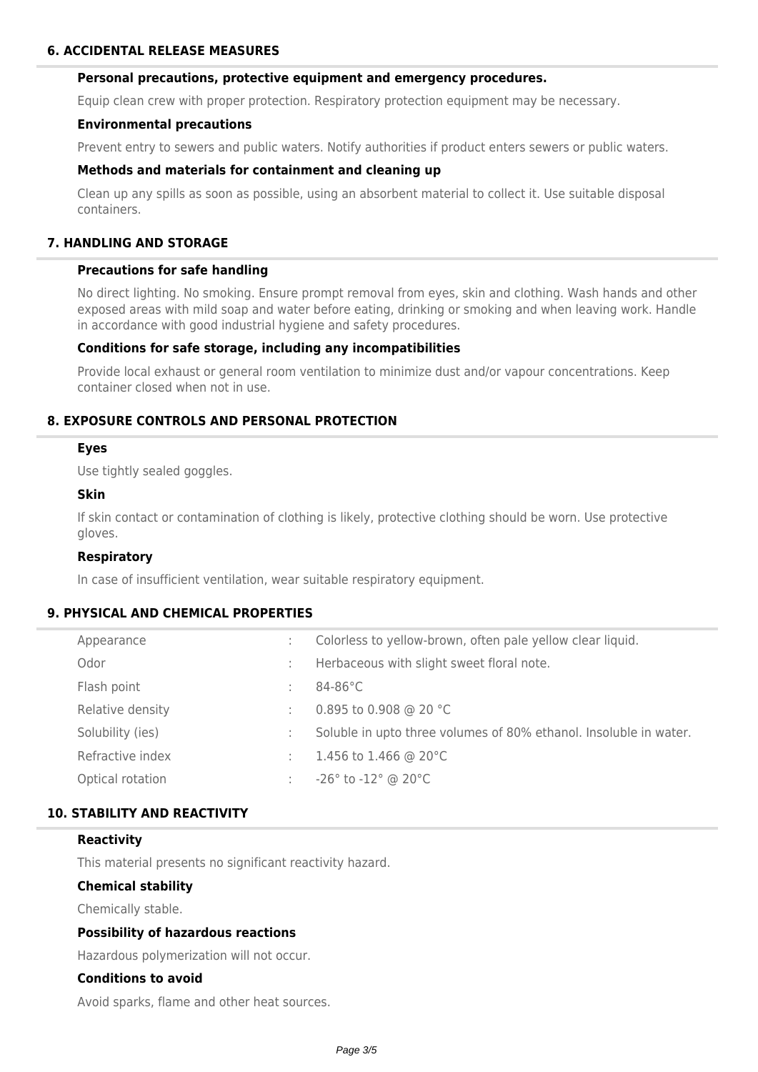## 6. ACCIDENTAL RELEASE MEASURES

### Personal precautions, protective equipment and emergency procedures.

Equip clean crew with proper protection. Respiratory protection equipment may be necessary.

### Environmental precautions

Prevent entry to sewers and public waters. Notify authorities if product enters sewers or public waters.

### Methods and materials for containment and cleaning up

Clean up any spills as soon as possible, using an absorbent material to collect it. Use suitable disposal containers.

## 7. HANDLING AND STORAGE

### Precautions for safe handling

No direct lighting. No smoking. Ensure prompt removal from eyes, skin and clothing. Wash hands and other exposed areas with mild soap and water before eating, drinking or smoking and when leaving work. Handle in accordance with good industrial hygiene and safety procedures.

### Conditions for safe storage, including any incompatibilities

Provide local exhaust or general room ventilation to minimize dust and/or vapour concentrations. Keep container closed when not in use.

## 8. EXPOSURE CONTROLS AND PERSONAL PROTECTION

### Eyes

Use tightly sealed goggles.

### Skin

If skin contact or contamination of clothing is likely, protective clothing should be worn. Use protective gloves.

### Respiratory

In case of insufficient ventilation, wear suitable respiratory equipment.

## 9. PHYSICAL AND CHEMICAL PROPERTIES

| Property | | Value |
|---|---|---|
| Appearance | : | Colorless to yellow-brown, often pale yellow clear liquid. |
| Odor | : | Herbaceous with slight sweet floral note. |
| Flash point | : | 84-86°C |
| Relative density | : | 0.895 to 0.908 @ 20 °C |
| Solubility (ies) | : | Soluble in upto three volumes of 80% ethanol. Insoluble in water. |
| Refractive index | : | 1.456 to 1.466 @ 20°C |
| Optical rotation | : | -26° to -12° @ 20°C |

## 10. STABILITY AND REACTIVITY

### Reactivity

This material presents no significant reactivity hazard.

### Chemical stability

Chemically stable.

### Possibility of hazardous reactions

Hazardous polymerization will not occur.

### Conditions to avoid

Avoid sparks, flame and other heat sources.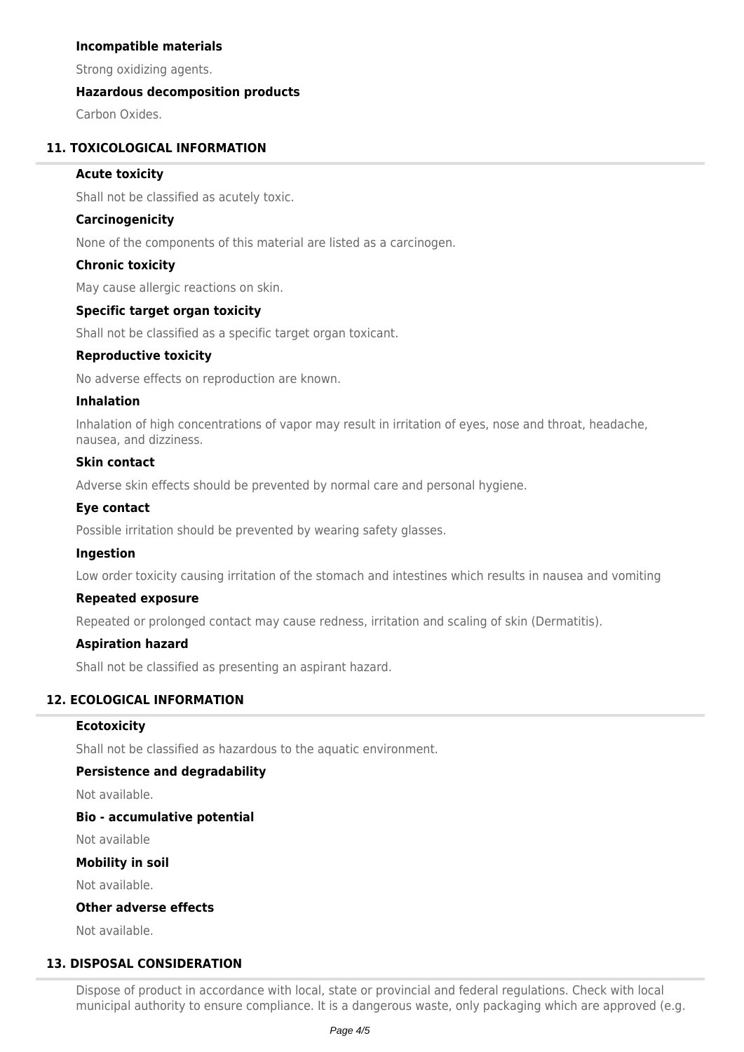**Incompatible materials**

Strong oxidizing agents.

**Hazardous decomposition products**

Carbon Oxides.

## 11. TOXICOLOGICAL INFORMATION

**Acute toxicity**

Shall not be classified as acutely toxic.

**Carcinogenicity**

None of the components of this material are listed as a carcinogen.

**Chronic toxicity**

May cause allergic reactions on skin.

**Specific target organ toxicity**

Shall not be classified as a specific target organ toxicant.

**Reproductive toxicity**

No adverse effects on reproduction are known.

**Inhalation**

Inhalation of high concentrations of vapor may result in irritation of eyes, nose and throat, headache, nausea, and dizziness.

**Skin contact**

Adverse skin effects should be prevented by normal care and personal hygiene.

**Eye contact**

Possible irritation should be prevented by wearing safety glasses.

**Ingestion**

Low order toxicity causing irritation of the stomach and intestines which results in nausea and vomiting

**Repeated exposure**

Repeated or prolonged contact may cause redness, irritation and scaling of skin (Dermatitis).

**Aspiration hazard**

Shall not be classified as presenting an aspirant hazard.

## 12. ECOLOGICAL INFORMATION

**Ecotoxicity**

Shall not be classified as hazardous to the aquatic environment.

**Persistence and degradability**

Not available.

**Bio - accumulative potential**

Not available

**Mobility in soil**

Not available.

**Other adverse effects**

Not available.

## 13. DISPOSAL CONSIDERATION

Dispose of product in accordance with local, state or provincial and federal regulations. Check with local municipal authority to ensure compliance. It is a dangerous waste, only packaging which are approved (e.g.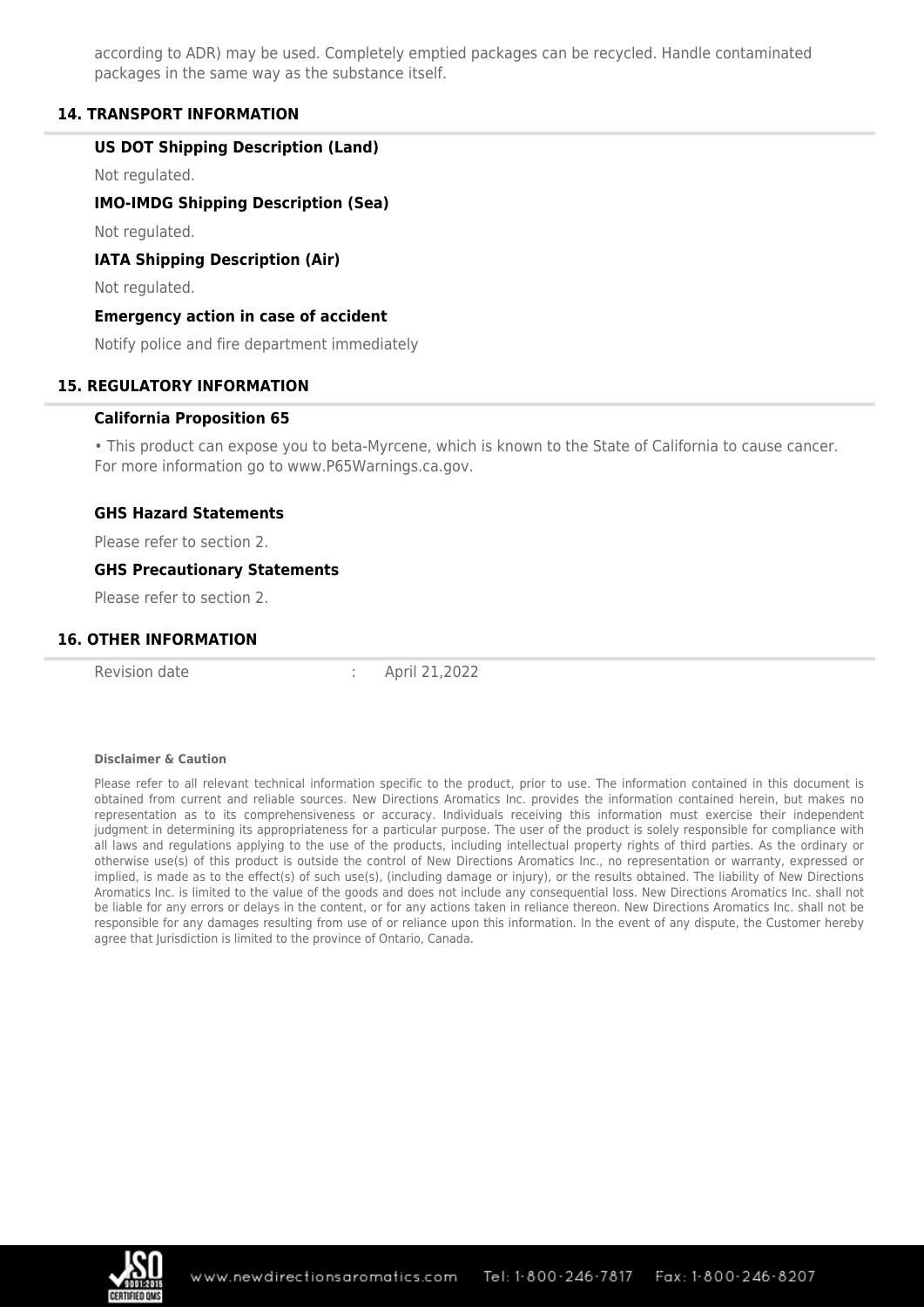according to ADR) may be used. Completely emptied packages can be recycled. Handle contaminated packages in the same way as the substance itself.

## 14. TRANSPORT INFORMATION

### US DOT Shipping Description (Land)

Not regulated.

### IMO-IMDG Shipping Description (Sea)

Not regulated.

### IATA Shipping Description (Air)

Not regulated.

### Emergency action in case of accident

Notify police and fire department immediately

## 15. REGULATORY INFORMATION

### California Proposition 65

• This product can expose you to beta-Myrcene, which is known to the State of California to cause cancer. For more information go to www.P65Warnings.ca.gov.

### GHS Hazard Statements

Please refer to section 2.

### GHS Precautionary Statements

Please refer to section 2.

## 16. OTHER INFORMATION

Revision date : April 21,2022

**Disclaimer & Caution**

Please refer to all relevant technical information specific to the product, prior to use. The information contained in this document is obtained from current and reliable sources. New Directions Aromatics Inc. provides the information contained herein, but makes no representation as to its comprehensiveness or accuracy. Individuals receiving this information must exercise their independent judgment in determining its appropriateness for a particular purpose. The user of the product is solely responsible for compliance with all laws and regulations applying to the use of the products, including intellectual property rights of third parties. As the ordinary or otherwise use(s) of this product is outside the control of New Directions Aromatics Inc., no representation or warranty, expressed or implied, is made as to the effect(s) of such use(s), (including damage or injury), or the results obtained. The liability of New Directions Aromatics Inc. is limited to the value of the goods and does not include any consequential loss. New Directions Aromatics Inc. shall not be liable for any errors or delays in the content, or for any actions taken in reliance thereon. New Directions Aromatics Inc. shall not be responsible for any damages resulting from use of or reliance upon this information. In the event of any dispute, the Customer hereby agree that Jurisdiction is limited to the province of Ontario, Canada.